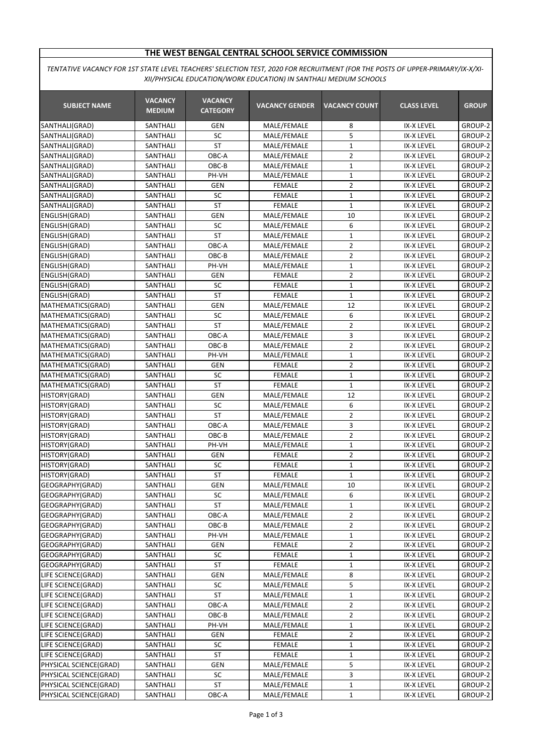# THE WEST BENGAL CENTRAL SCHOOL SERVICE COMMISSION

*TENTATIVE VACANCY FOR 1ST STATE LEVEL TEACHERS' SELECTION TEST, 2020 FOR RECRUITMENT (FOR THE POSTS OF UPPER-PRIMARY/IX-X/XI-XII/PHYSICAL EDUCATION/WORK EDUCATION) IN SANTHALI MEDIUM SCHOOLS*

| SUBJECT NAME | VACANCY MEDIUM | VACANCY CATEGORY | VACANCY GENDER | VACANCY COUNT | CLASS LEVEL | GROUP |
|---|---|---|---|---|---|---|
| SANTHALI(GRAD) | SANTHALI | GEN | MALE/FEMALE | 8 | IX-X LEVEL | GROUP-2 |
| SANTHALI(GRAD) | SANTHALI | SC | MALE/FEMALE | 5 | IX-X LEVEL | GROUP-2 |
| SANTHALI(GRAD) | SANTHALI | ST | MALE/FEMALE | 1 | IX-X LEVEL | GROUP-2 |
| SANTHALI(GRAD) | SANTHALI | OBC-A | MALE/FEMALE | 2 | IX-X LEVEL | GROUP-2 |
| SANTHALI(GRAD) | SANTHALI | OBC-B | MALE/FEMALE | 1 | IX-X LEVEL | GROUP-2 |
| SANTHALI(GRAD) | SANTHALI | PH-VH | MALE/FEMALE | 1 | IX-X LEVEL | GROUP-2 |
| SANTHALI(GRAD) | SANTHALI | GEN | FEMALE | 2 | IX-X LEVEL | GROUP-2 |
| SANTHALI(GRAD) | SANTHALI | SC | FEMALE | 1 | IX-X LEVEL | GROUP-2 |
| SANTHALI(GRAD) | SANTHALI | ST | FEMALE | 1 | IX-X LEVEL | GROUP-2 |
| ENGLISH(GRAD) | SANTHALI | GEN | MALE/FEMALE | 10 | IX-X LEVEL | GROUP-2 |
| ENGLISH(GRAD) | SANTHALI | SC | MALE/FEMALE | 6 | IX-X LEVEL | GROUP-2 |
| ENGLISH(GRAD) | SANTHALI | ST | MALE/FEMALE | 1 | IX-X LEVEL | GROUP-2 |
| ENGLISH(GRAD) | SANTHALI | OBC-A | MALE/FEMALE | 2 | IX-X LEVEL | GROUP-2 |
| ENGLISH(GRAD) | SANTHALI | OBC-B | MALE/FEMALE | 2 | IX-X LEVEL | GROUP-2 |
| ENGLISH(GRAD) | SANTHALI | PH-VH | MALE/FEMALE | 1 | IX-X LEVEL | GROUP-2 |
| ENGLISH(GRAD) | SANTHALI | GEN | FEMALE | 2 | IX-X LEVEL | GROUP-2 |
| ENGLISH(GRAD) | SANTHALI | SC | FEMALE | 1 | IX-X LEVEL | GROUP-2 |
| ENGLISH(GRAD) | SANTHALI | ST | FEMALE | 1 | IX-X LEVEL | GROUP-2 |
| MATHEMATICS(GRAD) | SANTHALI | GEN | MALE/FEMALE | 12 | IX-X LEVEL | GROUP-2 |
| MATHEMATICS(GRAD) | SANTHALI | SC | MALE/FEMALE | 6 | IX-X LEVEL | GROUP-2 |
| MATHEMATICS(GRAD) | SANTHALI | ST | MALE/FEMALE | 2 | IX-X LEVEL | GROUP-2 |
| MATHEMATICS(GRAD) | SANTHALI | OBC-A | MALE/FEMALE | 3 | IX-X LEVEL | GROUP-2 |
| MATHEMATICS(GRAD) | SANTHALI | OBC-B | MALE/FEMALE | 2 | IX-X LEVEL | GROUP-2 |
| MATHEMATICS(GRAD) | SANTHALI | PH-VH | MALE/FEMALE | 1 | IX-X LEVEL | GROUP-2 |
| MATHEMATICS(GRAD) | SANTHALI | GEN | FEMALE | 2 | IX-X LEVEL | GROUP-2 |
| MATHEMATICS(GRAD) | SANTHALI | SC | FEMALE | 1 | IX-X LEVEL | GROUP-2 |
| MATHEMATICS(GRAD) | SANTHALI | ST | FEMALE | 1 | IX-X LEVEL | GROUP-2 |
| HISTORY(GRAD) | SANTHALI | GEN | MALE/FEMALE | 12 | IX-X LEVEL | GROUP-2 |
| HISTORY(GRAD) | SANTHALI | SC | MALE/FEMALE | 6 | IX-X LEVEL | GROUP-2 |
| HISTORY(GRAD) | SANTHALI | ST | MALE/FEMALE | 2 | IX-X LEVEL | GROUP-2 |
| HISTORY(GRAD) | SANTHALI | OBC-A | MALE/FEMALE | 3 | IX-X LEVEL | GROUP-2 |
| HISTORY(GRAD) | SANTHALI | OBC-B | MALE/FEMALE | 2 | IX-X LEVEL | GROUP-2 |
| HISTORY(GRAD) | SANTHALI | PH-VH | MALE/FEMALE | 1 | IX-X LEVEL | GROUP-2 |
| HISTORY(GRAD) | SANTHALI | GEN | FEMALE | 2 | IX-X LEVEL | GROUP-2 |
| HISTORY(GRAD) | SANTHALI | SC | FEMALE | 1 | IX-X LEVEL | GROUP-2 |
| HISTORY(GRAD) | SANTHALI | ST | FEMALE | 1 | IX-X LEVEL | GROUP-2 |
| GEOGRAPHY(GRAD) | SANTHALI | GEN | MALE/FEMALE | 10 | IX-X LEVEL | GROUP-2 |
| GEOGRAPHY(GRAD) | SANTHALI | SC | MALE/FEMALE | 6 | IX-X LEVEL | GROUP-2 |
| GEOGRAPHY(GRAD) | SANTHALI | ST | MALE/FEMALE | 1 | IX-X LEVEL | GROUP-2 |
| GEOGRAPHY(GRAD) | SANTHALI | OBC-A | MALE/FEMALE | 2 | IX-X LEVEL | GROUP-2 |
| GEOGRAPHY(GRAD) | SANTHALI | OBC-B | MALE/FEMALE | 2 | IX-X LEVEL | GROUP-2 |
| GEOGRAPHY(GRAD) | SANTHALI | PH-VH | MALE/FEMALE | 1 | IX-X LEVEL | GROUP-2 |
| GEOGRAPHY(GRAD) | SANTHALI | GEN | FEMALE | 2 | IX-X LEVEL | GROUP-2 |
| GEOGRAPHY(GRAD) | SANTHALI | SC | FEMALE | 1 | IX-X LEVEL | GROUP-2 |
| GEOGRAPHY(GRAD) | SANTHALI | ST | FEMALE | 1 | IX-X LEVEL | GROUP-2 |
| LIFE SCIENCE(GRAD) | SANTHALI | GEN | MALE/FEMALE | 8 | IX-X LEVEL | GROUP-2 |
| LIFE SCIENCE(GRAD) | SANTHALI | SC | MALE/FEMALE | 5 | IX-X LEVEL | GROUP-2 |
| LIFE SCIENCE(GRAD) | SANTHALI | ST | MALE/FEMALE | 1 | IX-X LEVEL | GROUP-2 |
| LIFE SCIENCE(GRAD) | SANTHALI | OBC-A | MALE/FEMALE | 2 | IX-X LEVEL | GROUP-2 |
| LIFE SCIENCE(GRAD) | SANTHALI | OBC-B | MALE/FEMALE | 2 | IX-X LEVEL | GROUP-2 |
| LIFE SCIENCE(GRAD) | SANTHALI | PH-VH | MALE/FEMALE | 1 | IX-X LEVEL | GROUP-2 |
| LIFE SCIENCE(GRAD) | SANTHALI | GEN | FEMALE | 2 | IX-X LEVEL | GROUP-2 |
| LIFE SCIENCE(GRAD) | SANTHALI | SC | FEMALE | 1 | IX-X LEVEL | GROUP-2 |
| LIFE SCIENCE(GRAD) | SANTHALI | ST | FEMALE | 1 | IX-X LEVEL | GROUP-2 |
| PHYSICAL SCIENCE(GRAD) | SANTHALI | GEN | MALE/FEMALE | 5 | IX-X LEVEL | GROUP-2 |
| PHYSICAL SCIENCE(GRAD) | SANTHALI | SC | MALE/FEMALE | 3 | IX-X LEVEL | GROUP-2 |
| PHYSICAL SCIENCE(GRAD) | SANTHALI | ST | MALE/FEMALE | 1 | IX-X LEVEL | GROUP-2 |
| PHYSICAL SCIENCE(GRAD) | SANTHALI | OBC-A | MALE/FEMALE | 1 | IX-X LEVEL | GROUP-2 |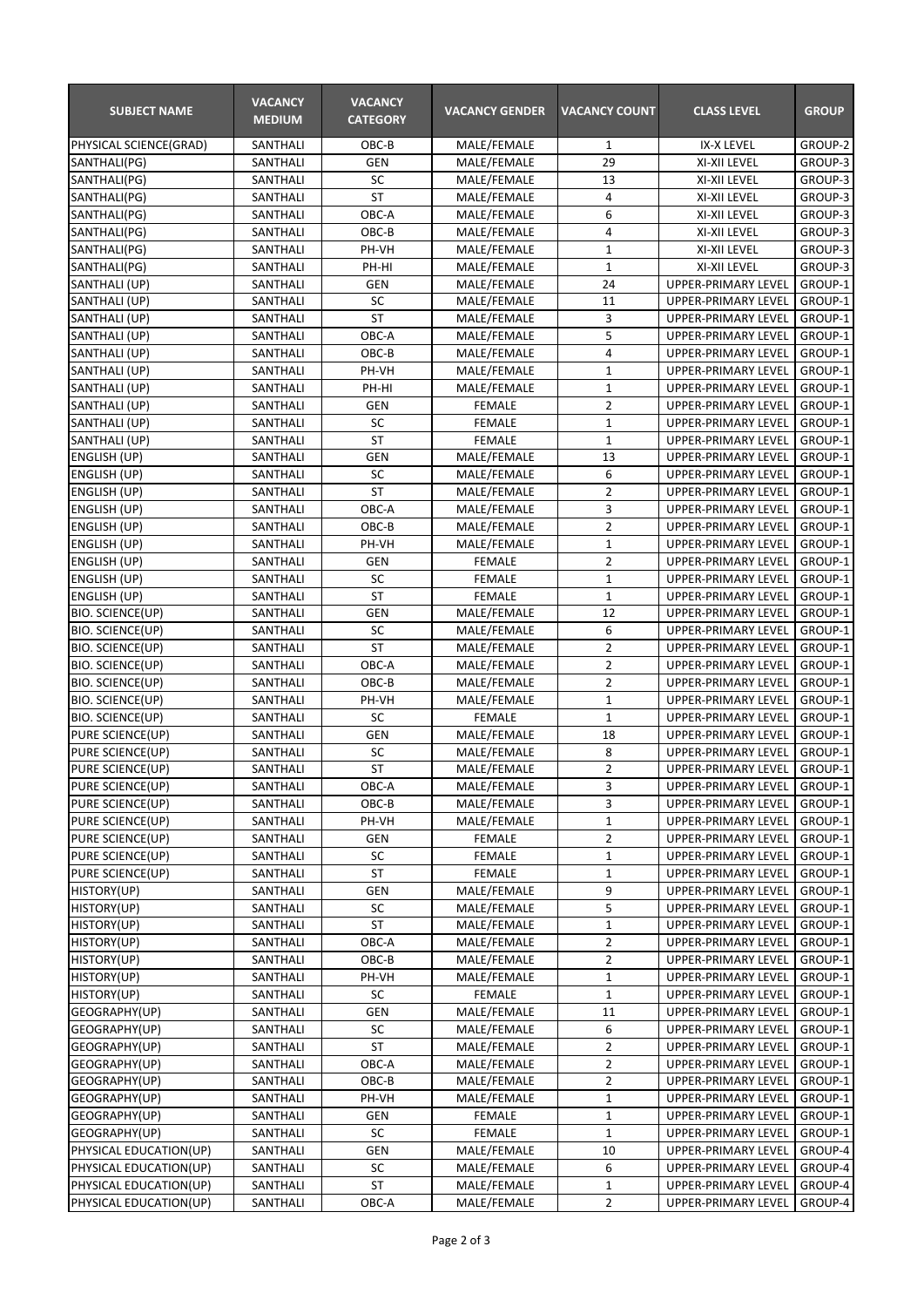| SUBJECT NAME | VACANCY MEDIUM | VACANCY CATEGORY | VACANCY GENDER | VACANCY COUNT | CLASS LEVEL | GROUP |
|---|---|---|---|---|---|---|
| PHYSICAL SCIENCE(GRAD) | SANTHALI | OBC-B | MALE/FEMALE | 1 | IX-X LEVEL | GROUP-2 |
| SANTHALI(PG) | SANTHALI | GEN | MALE/FEMALE | 29 | XI-XII LEVEL | GROUP-3 |
| SANTHALI(PG) | SANTHALI | SC | MALE/FEMALE | 13 | XI-XII LEVEL | GROUP-3 |
| SANTHALI(PG) | SANTHALI | ST | MALE/FEMALE | 4 | XI-XII LEVEL | GROUP-3 |
| SANTHALI(PG) | SANTHALI | OBC-A | MALE/FEMALE | 6 | XI-XII LEVEL | GROUP-3 |
| SANTHALI(PG) | SANTHALI | OBC-B | MALE/FEMALE | 4 | XI-XII LEVEL | GROUP-3 |
| SANTHALI(PG) | SANTHALI | PH-VH | MALE/FEMALE | 1 | XI-XII LEVEL | GROUP-3 |
| SANTHALI(PG) | SANTHALI | PH-HI | MALE/FEMALE | 1 | XI-XII LEVEL | GROUP-3 |
| SANTHALI (UP) | SANTHALI | GEN | MALE/FEMALE | 24 | UPPER-PRIMARY LEVEL | GROUP-1 |
| SANTHALI (UP) | SANTHALI | SC | MALE/FEMALE | 11 | UPPER-PRIMARY LEVEL | GROUP-1 |
| SANTHALI (UP) | SANTHALI | ST | MALE/FEMALE | 3 | UPPER-PRIMARY LEVEL | GROUP-1 |
| SANTHALI (UP) | SANTHALI | OBC-A | MALE/FEMALE | 5 | UPPER-PRIMARY LEVEL | GROUP-1 |
| SANTHALI (UP) | SANTHALI | OBC-B | MALE/FEMALE | 4 | UPPER-PRIMARY LEVEL | GROUP-1 |
| SANTHALI (UP) | SANTHALI | PH-VH | MALE/FEMALE | 1 | UPPER-PRIMARY LEVEL | GROUP-1 |
| SANTHALI (UP) | SANTHALI | PH-HI | MALE/FEMALE | 1 | UPPER-PRIMARY LEVEL | GROUP-1 |
| SANTHALI (UP) | SANTHALI | GEN | FEMALE | 2 | UPPER-PRIMARY LEVEL | GROUP-1 |
| SANTHALI (UP) | SANTHALI | SC | FEMALE | 1 | UPPER-PRIMARY LEVEL | GROUP-1 |
| SANTHALI (UP) | SANTHALI | ST | FEMALE | 1 | UPPER-PRIMARY LEVEL | GROUP-1 |
| ENGLISH (UP) | SANTHALI | GEN | MALE/FEMALE | 13 | UPPER-PRIMARY LEVEL | GROUP-1 |
| ENGLISH (UP) | SANTHALI | SC | MALE/FEMALE | 6 | UPPER-PRIMARY LEVEL | GROUP-1 |
| ENGLISH (UP) | SANTHALI | ST | MALE/FEMALE | 2 | UPPER-PRIMARY LEVEL | GROUP-1 |
| ENGLISH (UP) | SANTHALI | OBC-A | MALE/FEMALE | 3 | UPPER-PRIMARY LEVEL | GROUP-1 |
| ENGLISH (UP) | SANTHALI | OBC-B | MALE/FEMALE | 2 | UPPER-PRIMARY LEVEL | GROUP-1 |
| ENGLISH (UP) | SANTHALI | PH-VH | MALE/FEMALE | 1 | UPPER-PRIMARY LEVEL | GROUP-1 |
| ENGLISH (UP) | SANTHALI | GEN | FEMALE | 2 | UPPER-PRIMARY LEVEL | GROUP-1 |
| ENGLISH (UP) | SANTHALI | SC | FEMALE | 1 | UPPER-PRIMARY LEVEL | GROUP-1 |
| ENGLISH (UP) | SANTHALI | ST | FEMALE | 1 | UPPER-PRIMARY LEVEL | GROUP-1 |
| BIO. SCIENCE(UP) | SANTHALI | GEN | MALE/FEMALE | 12 | UPPER-PRIMARY LEVEL | GROUP-1 |
| BIO. SCIENCE(UP) | SANTHALI | SC | MALE/FEMALE | 6 | UPPER-PRIMARY LEVEL | GROUP-1 |
| BIO. SCIENCE(UP) | SANTHALI | ST | MALE/FEMALE | 2 | UPPER-PRIMARY LEVEL | GROUP-1 |
| BIO. SCIENCE(UP) | SANTHALI | OBC-A | MALE/FEMALE | 2 | UPPER-PRIMARY LEVEL | GROUP-1 |
| BIO. SCIENCE(UP) | SANTHALI | OBC-B | MALE/FEMALE | 2 | UPPER-PRIMARY LEVEL | GROUP-1 |
| BIO. SCIENCE(UP) | SANTHALI | PH-VH | MALE/FEMALE | 1 | UPPER-PRIMARY LEVEL | GROUP-1 |
| BIO. SCIENCE(UP) | SANTHALI | SC | FEMALE | 1 | UPPER-PRIMARY LEVEL | GROUP-1 |
| PURE SCIENCE(UP) | SANTHALI | GEN | MALE/FEMALE | 18 | UPPER-PRIMARY LEVEL | GROUP-1 |
| PURE SCIENCE(UP) | SANTHALI | SC | MALE/FEMALE | 8 | UPPER-PRIMARY LEVEL | GROUP-1 |
| PURE SCIENCE(UP) | SANTHALI | ST | MALE/FEMALE | 2 | UPPER-PRIMARY LEVEL | GROUP-1 |
| PURE SCIENCE(UP) | SANTHALI | OBC-A | MALE/FEMALE | 3 | UPPER-PRIMARY LEVEL | GROUP-1 |
| PURE SCIENCE(UP) | SANTHALI | OBC-B | MALE/FEMALE | 3 | UPPER-PRIMARY LEVEL | GROUP-1 |
| PURE SCIENCE(UP) | SANTHALI | PH-VH | MALE/FEMALE | 1 | UPPER-PRIMARY LEVEL | GROUP-1 |
| PURE SCIENCE(UP) | SANTHALI | GEN | FEMALE | 2 | UPPER-PRIMARY LEVEL | GROUP-1 |
| PURE SCIENCE(UP) | SANTHALI | SC | FEMALE | 1 | UPPER-PRIMARY LEVEL | GROUP-1 |
| PURE SCIENCE(UP) | SANTHALI | ST | FEMALE | 1 | UPPER-PRIMARY LEVEL | GROUP-1 |
| HISTORY(UP) | SANTHALI | GEN | MALE/FEMALE | 9 | UPPER-PRIMARY LEVEL | GROUP-1 |
| HISTORY(UP) | SANTHALI | SC | MALE/FEMALE | 5 | UPPER-PRIMARY LEVEL | GROUP-1 |
| HISTORY(UP) | SANTHALI | ST | MALE/FEMALE | 1 | UPPER-PRIMARY LEVEL | GROUP-1 |
| HISTORY(UP) | SANTHALI | OBC-A | MALE/FEMALE | 2 | UPPER-PRIMARY LEVEL | GROUP-1 |
| HISTORY(UP) | SANTHALI | OBC-B | MALE/FEMALE | 2 | UPPER-PRIMARY LEVEL | GROUP-1 |
| HISTORY(UP) | SANTHALI | PH-VH | MALE/FEMALE | 1 | UPPER-PRIMARY LEVEL | GROUP-1 |
| HISTORY(UP) | SANTHALI | SC | FEMALE | 1 | UPPER-PRIMARY LEVEL | GROUP-1 |
| GEOGRAPHY(UP) | SANTHALI | GEN | MALE/FEMALE | 11 | UPPER-PRIMARY LEVEL | GROUP-1 |
| GEOGRAPHY(UP) | SANTHALI | SC | MALE/FEMALE | 6 | UPPER-PRIMARY LEVEL | GROUP-1 |
| GEOGRAPHY(UP) | SANTHALI | ST | MALE/FEMALE | 2 | UPPER-PRIMARY LEVEL | GROUP-1 |
| GEOGRAPHY(UP) | SANTHALI | OBC-A | MALE/FEMALE | 2 | UPPER-PRIMARY LEVEL | GROUP-1 |
| GEOGRAPHY(UP) | SANTHALI | OBC-B | MALE/FEMALE | 2 | UPPER-PRIMARY LEVEL | GROUP-1 |
| GEOGRAPHY(UP) | SANTHALI | PH-VH | MALE/FEMALE | 1 | UPPER-PRIMARY LEVEL | GROUP-1 |
| GEOGRAPHY(UP) | SANTHALI | GEN | FEMALE | 1 | UPPER-PRIMARY LEVEL | GROUP-1 |
| GEOGRAPHY(UP) | SANTHALI | SC | FEMALE | 1 | UPPER-PRIMARY LEVEL | GROUP-1 |
| PHYSICAL EDUCATION(UP) | SANTHALI | GEN | MALE/FEMALE | 10 | UPPER-PRIMARY LEVEL | GROUP-4 |
| PHYSICAL EDUCATION(UP) | SANTHALI | SC | MALE/FEMALE | 6 | UPPER-PRIMARY LEVEL | GROUP-4 |
| PHYSICAL EDUCATION(UP) | SANTHALI | ST | MALE/FEMALE | 1 | UPPER-PRIMARY LEVEL | GROUP-4 |
| PHYSICAL EDUCATION(UP) | SANTHALI | OBC-A | MALE/FEMALE | 2 | UPPER-PRIMARY LEVEL | GROUP-4 |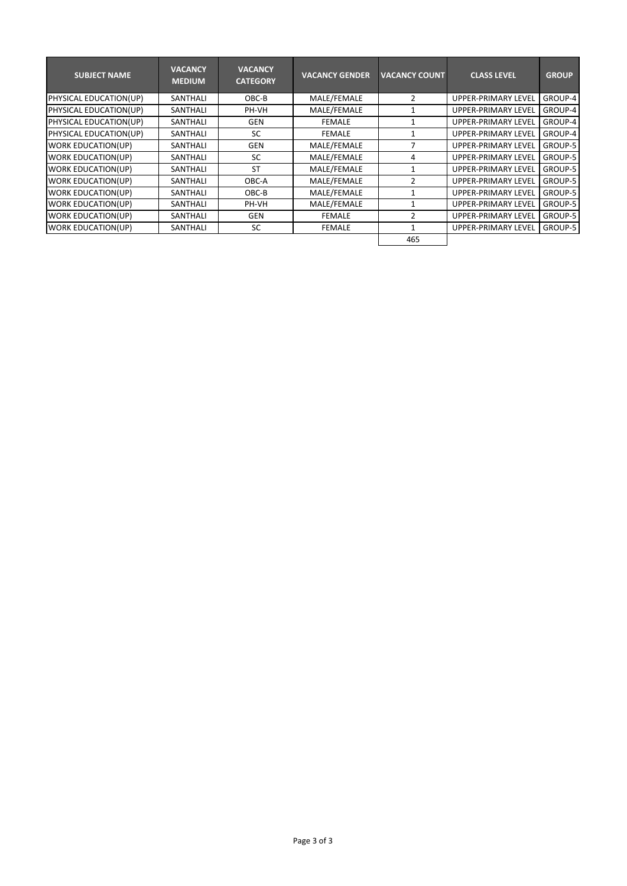| SUBJECT NAME | VACANCY MEDIUM | VACANCY CATEGORY | VACANCY GENDER | VACANCY COUNT | CLASS LEVEL | GROUP |
|---|---|---|---|---|---|---|
| PHYSICAL EDUCATION(UP) | SANTHALI | OBC-B | MALE/FEMALE | 2 | UPPER-PRIMARY LEVEL | GROUP-4 |
| PHYSICAL EDUCATION(UP) | SANTHALI | PH-VH | MALE/FEMALE | 1 | UPPER-PRIMARY LEVEL | GROUP-4 |
| PHYSICAL EDUCATION(UP) | SANTHALI | GEN | FEMALE | 1 | UPPER-PRIMARY LEVEL | GROUP-4 |
| PHYSICAL EDUCATION(UP) | SANTHALI | SC | FEMALE | 1 | UPPER-PRIMARY LEVEL | GROUP-4 |
| WORK EDUCATION(UP) | SANTHALI | GEN | MALE/FEMALE | 7 | UPPER-PRIMARY LEVEL | GROUP-5 |
| WORK EDUCATION(UP) | SANTHALI | SC | MALE/FEMALE | 4 | UPPER-PRIMARY LEVEL | GROUP-5 |
| WORK EDUCATION(UP) | SANTHALI | ST | MALE/FEMALE | 1 | UPPER-PRIMARY LEVEL | GROUP-5 |
| WORK EDUCATION(UP) | SANTHALI | OBC-A | MALE/FEMALE | 2 | UPPER-PRIMARY LEVEL | GROUP-5 |
| WORK EDUCATION(UP) | SANTHALI | OBC-B | MALE/FEMALE | 1 | UPPER-PRIMARY LEVEL | GROUP-5 |
| WORK EDUCATION(UP) | SANTHALI | PH-VH | MALE/FEMALE | 1 | UPPER-PRIMARY LEVEL | GROUP-5 |
| WORK EDUCATION(UP) | SANTHALI | GEN | FEMALE | 2 | UPPER-PRIMARY LEVEL | GROUP-5 |
| WORK EDUCATION(UP) | SANTHALI | SC | FEMALE | 1 | UPPER-PRIMARY LEVEL | GROUP-5 |
| | | | | 465 | | |